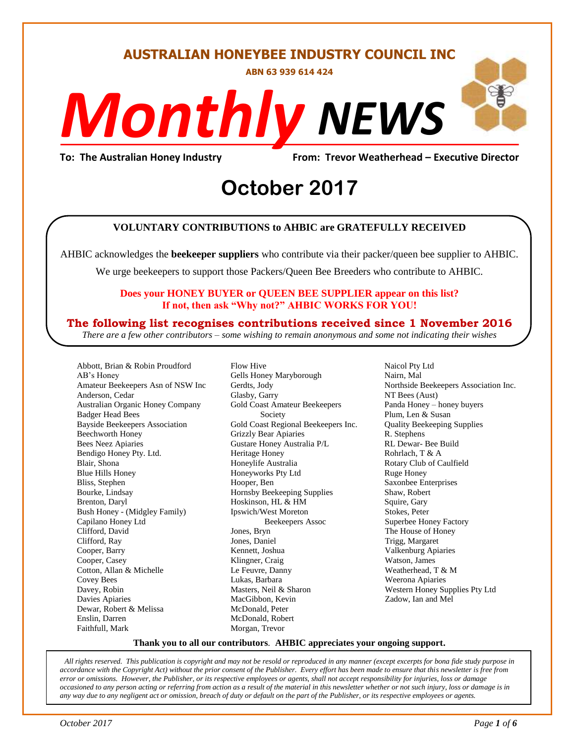# AUSTRALIAN HONEYBEE INDUSTRY COUNCIL INC

**ABN 63 939 614 424**

# *Monthly* NEWS

**To: The Australian Honey Industry** **From: Trevor Weatherhead – Executive Director**

## October 2017

**VOLUNTARY CONTRIBUTIONS to AHBIC are GRATEFULLY RECEIVED**

AHBIC acknowledges the **beekeeper suppliers** who contribute via their packer/queen bee supplier to AHBIC.

We urge beekeepers to support those Packers/Queen Bee Breeders who contribute to AHBIC.

**Does your HONEY BUYER or QUEEN BEE SUPPLIER appear on this list?**
**If not, then ask "Why not?" AHBIC WORKS FOR YOU!**

**The following list recognises contributions received since 1 November 2016**

*There are a few other contributors – some wishing to remain anonymous and some not indicating their wishes*

Abbott, Brian & Robin Proudford
AB's Honey
Amateur Beekeepers Asn of NSW Inc
Anderson, Cedar
Australian Organic Honey Company
Badger Head Bees
Bayside Beekeepers Association
Beechworth Honey
Bees Neez Apiaries
Bendigo Honey Pty. Ltd.
Blair, Shona
Blue Hills Honey
Bliss, Stephen
Bourke, Lindsay
Brenton, Daryl
Bush Honey - (Midgley Family)
Capilano Honey Ltd
Clifford, David
Clifford, Ray
Cooper, Barry
Cooper, Casey
Cotton, Allan & Michelle
Covey Bees
Davey, Robin
Davies Apiaries
Dewar, Robert & Melissa
Enslin, Darren
Faithfull, Mark
Flow Hive
Gells Honey Maryborough
Gerdts, Jody
Glasby, Garry
Gold Coast Amateur Beekeepers Society
Gold Coast Regional Beekeepers Inc.
Grizzly Bear Apiaries
Gustare Honey Australia P/L
Heritage Honey
Honeylife Australia
Honeyworks Pty Ltd
Hooper, Ben
Hornsby Beekeeping Supplies
Hoskinson, HL & HM
Ipswich/West Moreton Beekeepers Assoc
Jones, Bryn
Jones, Daniel
Kennett, Joshua
Klingner, Craig
Le Feuvre, Danny
Lukas, Barbara
Masters, Neil & Sharon
MacGibbon, Kevin
McDonald, Peter
McDonald, Robert
Morgan, Trevor
Naicol Pty Ltd
Nairn, Mal
Northside Beekeepers Association Inc.
NT Bees (Aust)
Panda Honey – honey buyers
Plum, Len & Susan
Quality Beekeeping Supplies
R. Stephens
RL Dewar- Bee Build
Rohrlach, T & A
Rotary Club of Caulfield
Ruge Honey
Saxonbee Enterprises
Shaw, Robert
Squire, Gary
Stokes, Peter
Superbee Honey Factory
The House of Honey
Trigg, Margaret
Valkenburg Apiaries
Watson, James
Weatherhead, T & M
Weerona Apiaries
Western Honey Supplies Pty Ltd
Zadow, Ian and Mel

**Thank you to all our contributors**. **AHBIC appreciates your ongoing support.**

*All rights reserved. This publication is copyright and may not be resold or reproduced in any manner (except excerpts for bona fide study purpose in accordance with the Copyright Act) without the prior consent of the Publisher. Every effort has been made to ensure that this newsletter is free from error or omissions. However, the Publisher, or its respective employees or agents, shall not accept responsibility for injuries, loss or damage occasioned to any person acting or referring from action as a result of the material in this newsletter whether or not such injury, loss or damage is in any way due to any negligent act or omission, breach of duty or default on the part of the Publisher, or its respective employees or agents.*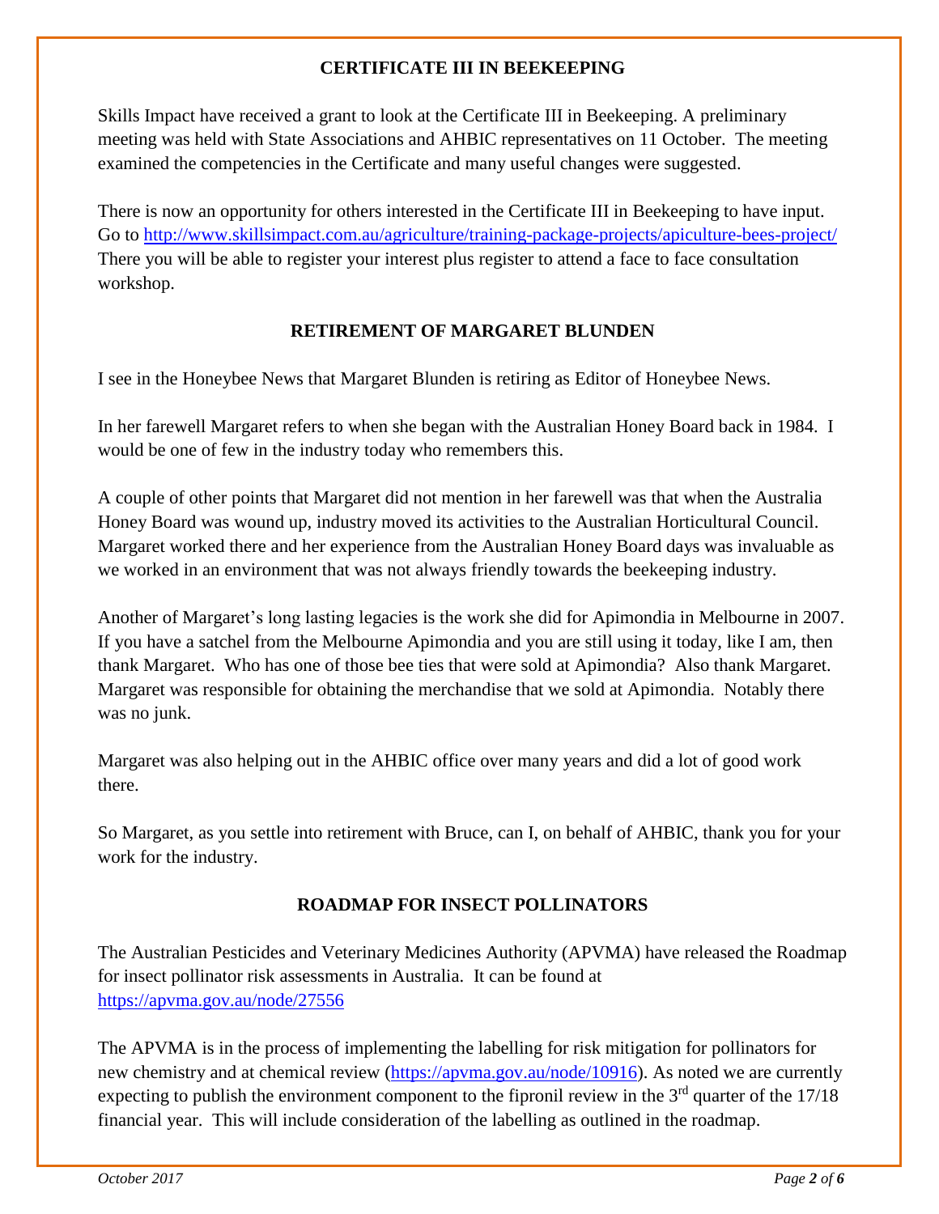## CERTIFICATE III IN BEEKEEPING

Skills Impact have received a grant to look at the Certificate III in Beekeeping. A preliminary meeting was held with State Associations and AHBIC representatives on 11 October. The meeting examined the competencies in the Certificate and many useful changes were suggested.

There is now an opportunity for others interested in the Certificate III in Beekeeping to have input. Go to http://www.skillsimpact.com.au/agriculture/training-package-projects/apiculture-bees-project/ There you will be able to register your interest plus register to attend a face to face consultation workshop.

## RETIREMENT OF MARGARET BLUNDEN

I see in the Honeybee News that Margaret Blunden is retiring as Editor of Honeybee News.

In her farewell Margaret refers to when she began with the Australian Honey Board back in 1984. I would be one of few in the industry today who remembers this.

A couple of other points that Margaret did not mention in her farewell was that when the Australia Honey Board was wound up, industry moved its activities to the Australian Horticultural Council. Margaret worked there and her experience from the Australian Honey Board days was invaluable as we worked in an environment that was not always friendly towards the beekeeping industry.

Another of Margaret's long lasting legacies is the work she did for Apimondia in Melbourne in 2007. If you have a satchel from the Melbourne Apimondia and you are still using it today, like I am, then thank Margaret. Who has one of those bee ties that were sold at Apimondia? Also thank Margaret. Margaret was responsible for obtaining the merchandise that we sold at Apimondia. Notably there was no junk.

Margaret was also helping out in the AHBIC office over many years and did a lot of good work there.

So Margaret, as you settle into retirement with Bruce, can I, on behalf of AHBIC, thank you for your work for the industry.

## ROADMAP FOR INSECT POLLINATORS

The Australian Pesticides and Veterinary Medicines Authority (APVMA) have released the Roadmap for insect pollinator risk assessments in Australia. It can be found at https://apvma.gov.au/node/27556

The APVMA is in the process of implementing the labelling for risk mitigation for pollinators for new chemistry and at chemical review (https://apvma.gov.au/node/10916). As noted we are currently expecting to publish the environment component to the fipronil review in the 3rd quarter of the 17/18 financial year. This will include consideration of the labelling as outlined in the roadmap.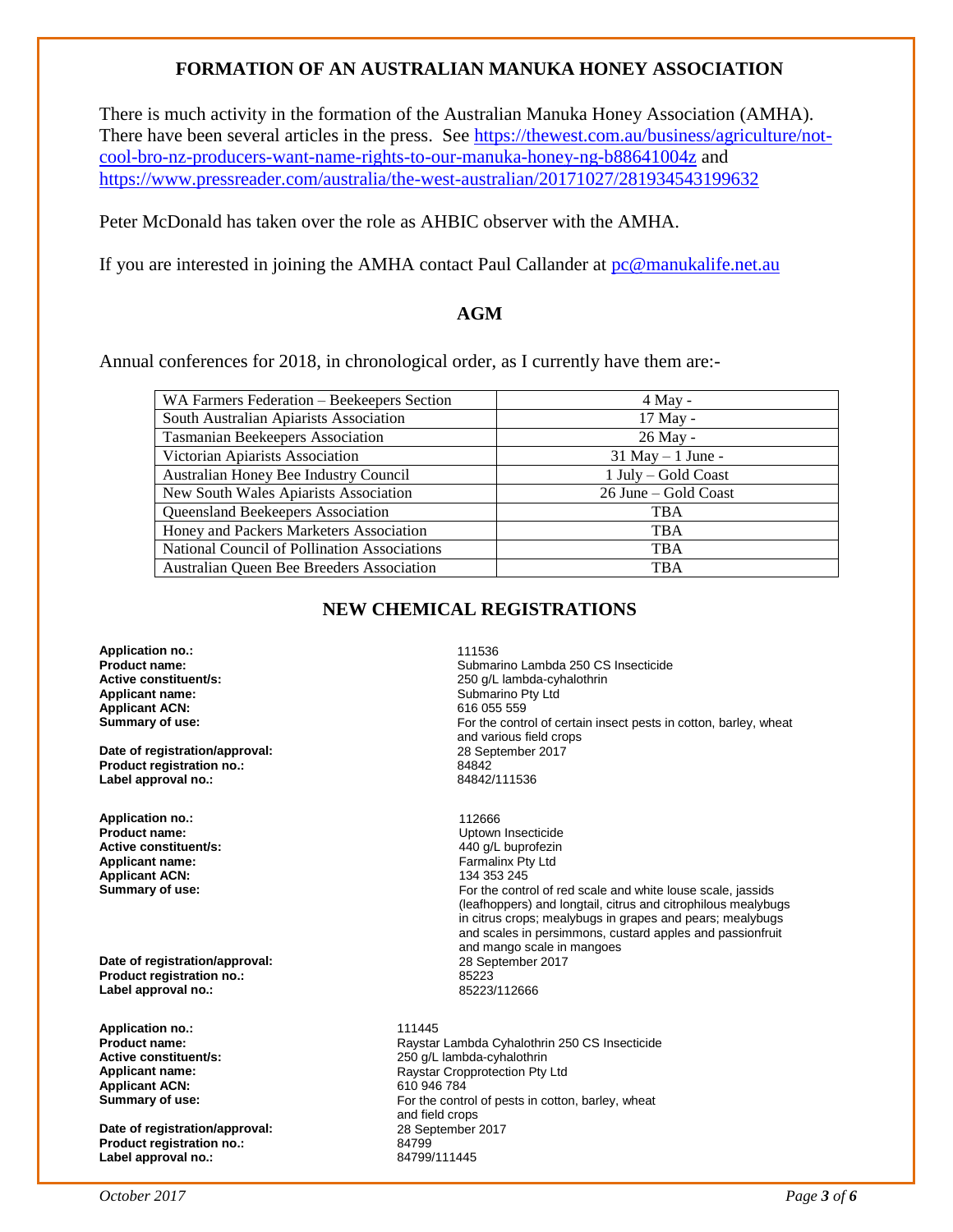## FORMATION OF AN AUSTRALIAN MANUKA HONEY ASSOCIATION

There is much activity in the formation of the Australian Manuka Honey Association (AMHA). There have been several articles in the press. See https://thewest.com.au/business/agriculture/not-cool-bro-nz-producers-want-name-rights-to-our-manuka-honey-ng-b88641004z and https://www.pressreader.com/australia/the-west-australian/20171027/281934543199632

Peter McDonald has taken over the role as AHBIC observer with the AMHA.

If you are interested in joining the AMHA contact Paul Callander at pc@manukalife.net.au

## AGM

Annual conferences for 2018, in chronological order, as I currently have them are:-

| | |
|---|---|
| WA Farmers Federation – Beekeepers Section | 4 May - |
| South Australian Apiarists Association | 17 May - |
| Tasmanian Beekeepers Association | 26 May - |
| Victorian Apiarists Association | 31 May – 1 June - |
| Australian Honey Bee Industry Council | 1 July – Gold Coast |
| New South Wales Apiarists Association | 26 June – Gold Coast |
| Queensland Beekeepers Association | TBA |
| Honey and Packers Marketers Association | TBA |
| National Council of Pollination Associations | TBA |
| Australian Queen Bee Breeders Association | TBA |

## NEW CHEMICAL REGISTRATIONS

**Application no.:** 111536
**Product name:** Submarino Lambda 250 CS Insecticide
**Active constituent/s:** 250 g/L lambda-cyhalothrin
**Applicant name:** Submarino Pty Ltd
**Applicant ACN:** 616 055 559
**Summary of use:** For the control of certain insect pests in cotton, barley, wheat and various field crops
**Date of registration/approval:** 28 September 2017
**Product registration no.:** 84842
**Label approval no.:** 84842/111536

**Application no.:** 112666
**Product name:** Uptown Insecticide
**Active constituent/s:** 440 g/L buprofezin
**Applicant name:** Farmalinx Pty Ltd
**Applicant ACN:** 134 353 245
**Summary of use:** For the control of red scale and white louse scale, jassids (leafhoppers) and longtail, citrus and citrophilous mealybugs in citrus crops; mealybugs in grapes and pears; mealybugs and scales in persimmons, custard apples and passionfruit and mango scale in mangoes
**Date of registration/approval:** 28 September 2017
**Product registration no.:** 85223
**Label approval no.:** 85223/112666

**Application no.:** 111445
**Product name:** Raystar Lambda Cyhalothrin 250 CS Insecticide
**Active constituent/s:** 250 g/L lambda-cyhalothrin
**Applicant name:** Raystar Cropprotection Pty Ltd
**Applicant ACN:** 610 946 784
**Summary of use:** For the control of pests in cotton, barley, wheat and field crops
**Date of registration/approval:** 28 September 2017
**Product registration no.:** 84799
**Label approval no.:** 84799/111445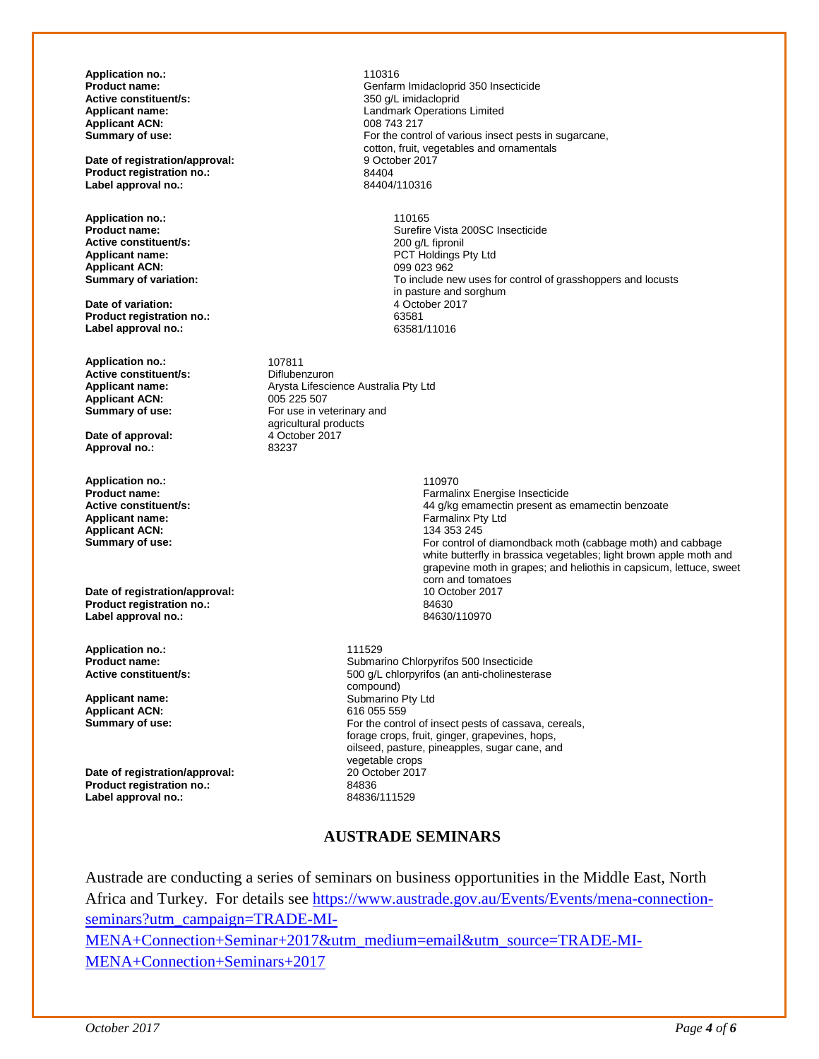**Application no.:** 110316
**Product name:** Genfarm Imidacloprid 350 Insecticide
**Active constituent/s:** 350 g/L imidacloprid
**Applicant name:** Landmark Operations Limited
**Applicant ACN:** 008 743 217
**Summary of use:** For the control of various insect pests in sugarcane, cotton, fruit, vegetables and ornamentals
**Date of registration/approval:** 9 October 2017
**Product registration no.:** 84404
**Label approval no.:** 84404/110316

**Application no.:** 110165
**Product name:** Surefire Vista 200SC Insecticide
**Active constituent/s:** 200 g/L fipronil
**Applicant name:** PCT Holdings Pty Ltd
**Applicant ACN:** 099 023 962
**Summary of variation:** To include new uses for control of grasshoppers and locusts in pasture and sorghum
**Date of variation:** 4 October 2017
**Product registration no.:** 63581
**Label approval no.:** 63581/11016

**Application no.:** 107811
**Active constituent/s:** Diflubenzuron
**Applicant name:** Arysta Lifescience Australia Pty Ltd
**Applicant ACN:** 005 225 507
**Summary of use:** For use in veterinary and agricultural products
**Date of approval:** 4 October 2017
**Approval no.:** 83237

**Application no.:** 110970
**Product name:** Farmalinx Energise Insecticide
**Active constituent/s:** 44 g/kg emamectin present as emamectin benzoate
**Applicant name:** Farmalinx Pty Ltd
**Applicant ACN:** 134 353 245
**Summary of use:** For control of diamondback moth (cabbage moth) and cabbage white butterfly in brassica vegetables; light brown apple moth and grapevine moth in grapes; and heliothis in capsicum, lettuce, sweet corn and tomatoes
**Date of registration/approval:** 10 October 2017
**Product registration no.:** 84630
**Label approval no.:** 84630/110970

**Application no.:** 111529
**Product name:** Submarino Chlorpyrifos 500 Insecticide
**Active constituent/s:** 500 g/L chlorpyrifos (an anti-cholinesterase compound)
**Applicant name:** Submarino Pty Ltd
**Applicant ACN:** 616 055 559
**Summary of use:** For the control of insect pests of cassava, cereals, forage crops, fruit, ginger, grapevines, hops, oilseed, pasture, pineapples, sugar cane, and vegetable crops
**Date of registration/approval:** 20 October 2017
**Product registration no.:** 84836
**Label approval no.:** 84836/111529

## AUSTRADE SEMINARS

Austrade are conducting a series of seminars on business opportunities in the Middle East, North Africa and Turkey. For details see https://www.austrade.gov.au/Events/Events/mena-connection-seminars?utm_campaign=TRADE-MI-MENA+Connection+Seminar+2017&utm_medium=email&utm_source=TRADE-MI-MENA+Connection+Seminars+2017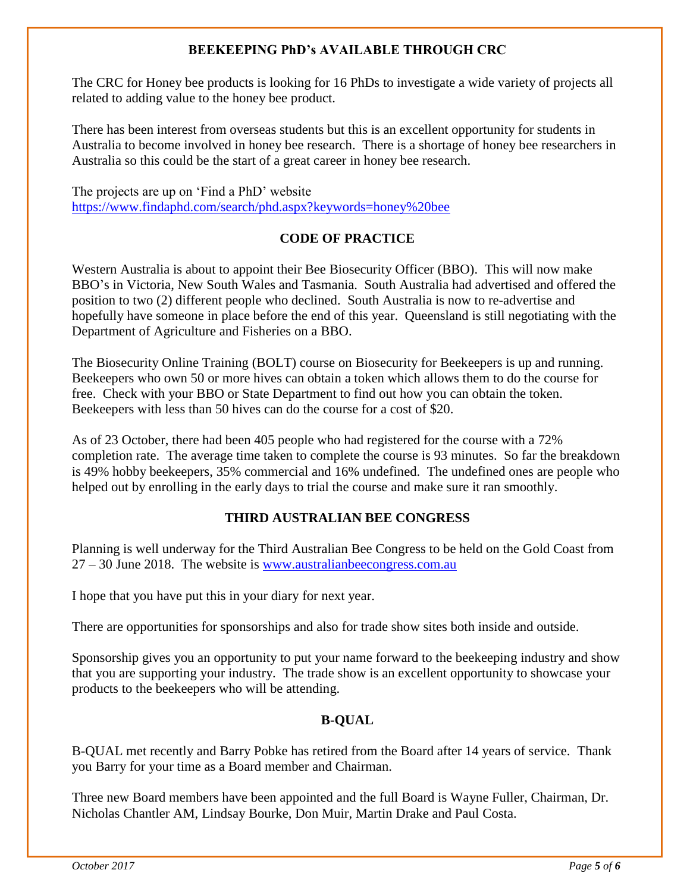## BEEKEEPING PhD's AVAILABLE THROUGH CRC

The CRC for Honey bee products is looking for 16 PhDs to investigate a wide variety of projects all related to adding value to the honey bee product.

There has been interest from overseas students but this is an excellent opportunity for students in Australia to become involved in honey bee research. There is a shortage of honey bee researchers in Australia so this could be the start of a great career in honey bee research.

The projects are up on 'Find a PhD' website
https://www.findaphd.com/search/phd.aspx?keywords=honey%20bee

## CODE OF PRACTICE

Western Australia is about to appoint their Bee Biosecurity Officer (BBO). This will now make BBO's in Victoria, New South Wales and Tasmania. South Australia had advertised and offered the position to two (2) different people who declined. South Australia is now to re-advertise and hopefully have someone in place before the end of this year. Queensland is still negotiating with the Department of Agriculture and Fisheries on a BBO.

The Biosecurity Online Training (BOLT) course on Biosecurity for Beekeepers is up and running. Beekeepers who own 50 or more hives can obtain a token which allows them to do the course for free. Check with your BBO or State Department to find out how you can obtain the token. Beekeepers with less than 50 hives can do the course for a cost of $20.

As of 23 October, there had been 405 people who had registered for the course with a 72% completion rate. The average time taken to complete the course is 93 minutes. So far the breakdown is 49% hobby beekeepers, 35% commercial and 16% undefined. The undefined ones are people who helped out by enrolling in the early days to trial the course and make sure it ran smoothly.

## THIRD AUSTRALIAN BEE CONGRESS

Planning is well underway for the Third Australian Bee Congress to be held on the Gold Coast from 27 – 30 June 2018. The website is www.australianbeecongress.com.au

I hope that you have put this in your diary for next year.

There are opportunities for sponsorships and also for trade show sites both inside and outside.

Sponsorship gives you an opportunity to put your name forward to the beekeeping industry and show that you are supporting your industry. The trade show is an excellent opportunity to showcase your products to the beekeepers who will be attending.

## B-QUAL

B-QUAL met recently and Barry Pobke has retired from the Board after 14 years of service. Thank you Barry for your time as a Board member and Chairman.

Three new Board members have been appointed and the full Board is Wayne Fuller, Chairman, Dr. Nicholas Chantler AM, Lindsay Bourke, Don Muir, Martin Drake and Paul Costa.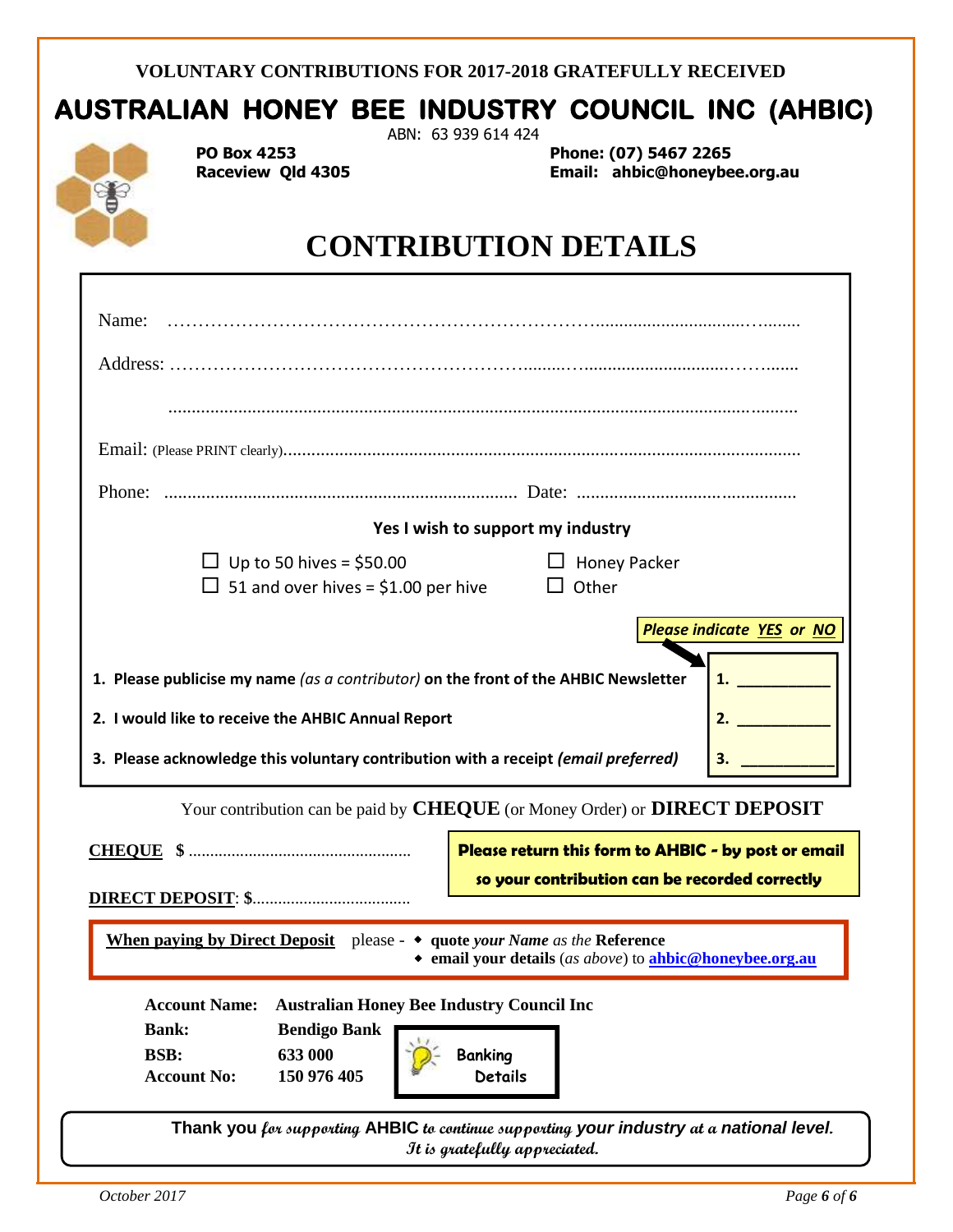**VOLUNTARY CONTRIBUTIONS FOR 2017-2018 GRATEFULLY RECEIVED**

# AUSTRALIAN HONEY BEE INDUSTRY COUNCIL INC (AHBIC)

ABN: 63 939 614 424

**PO Box 4253**
**Raceview Qld 4305**

**Phone: (07) 5467 2265**
**Email: ahbic@honeybee.org.au**

# CONTRIBUTION DETAILS

Name: ……………………………………………………………………………………………

Address: ………………………………………………………………………………………

……………………………………………………………………………………………………

Email: (Please PRINT clearly)……………………………………………………………………

Phone: ……………………………………………………… Date: ……………………………………

**Yes I wish to support my industry**

☐ Up to 50 hives = $50.00 ☐ Honey Packer
☐ 51 and over hives = $1.00 per hive ☐ Other

***Please indicate YES or NO***

**1. Please publicise my name** *(as a contributor)* **on the front of the AHBIC Newsletter** **1.** __________

**2. I would like to receive the AHBIC Annual Report** **2.** __________

**3. Please acknowledge this voluntary contribution with a receipt** ***(email preferred)*** **3.** __________

Your contribution can be paid by **CHEQUE** (or Money Order) or **DIRECT DEPOSIT**

**CHEQUE $** ……………………………………

**DIRECT DEPOSIT: $**……………………………

**Please return this form to AHBIC - by post or email so your contribution can be recorded correctly**

**When paying by Direct Deposit** please -
- **quote** ***your Name*** *as the* **Reference**
- **email your details** (*as above*) to **ahbic@honeybee.org.au**

| | |
|---|---|
| **Account Name:** | **Australian Honey Bee Industry Council Inc** |
| **Bank:** | **Bendigo Bank** |
| **BSB:** | **633 000** |
| **Account No:** | **150 976 405** |

Banking Details

**Thank you** ***for supporting*** **AHBIC** ***to continue supporting*** ***your industry*** *at a* ***national level.***
***It is gratefully appreciated.***

*October 2017*